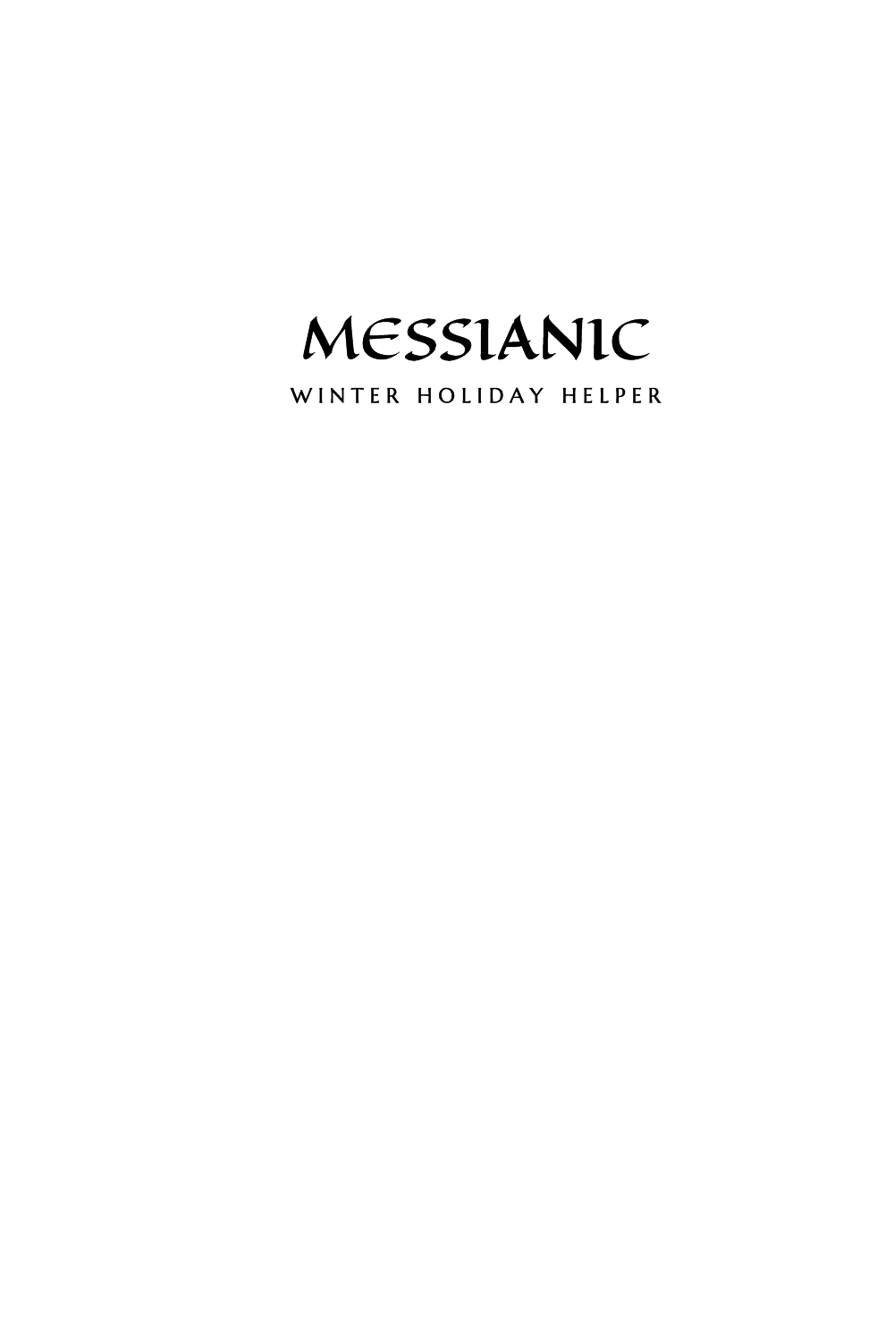# MESSIANIC

WINTER HOLIDAY HELPER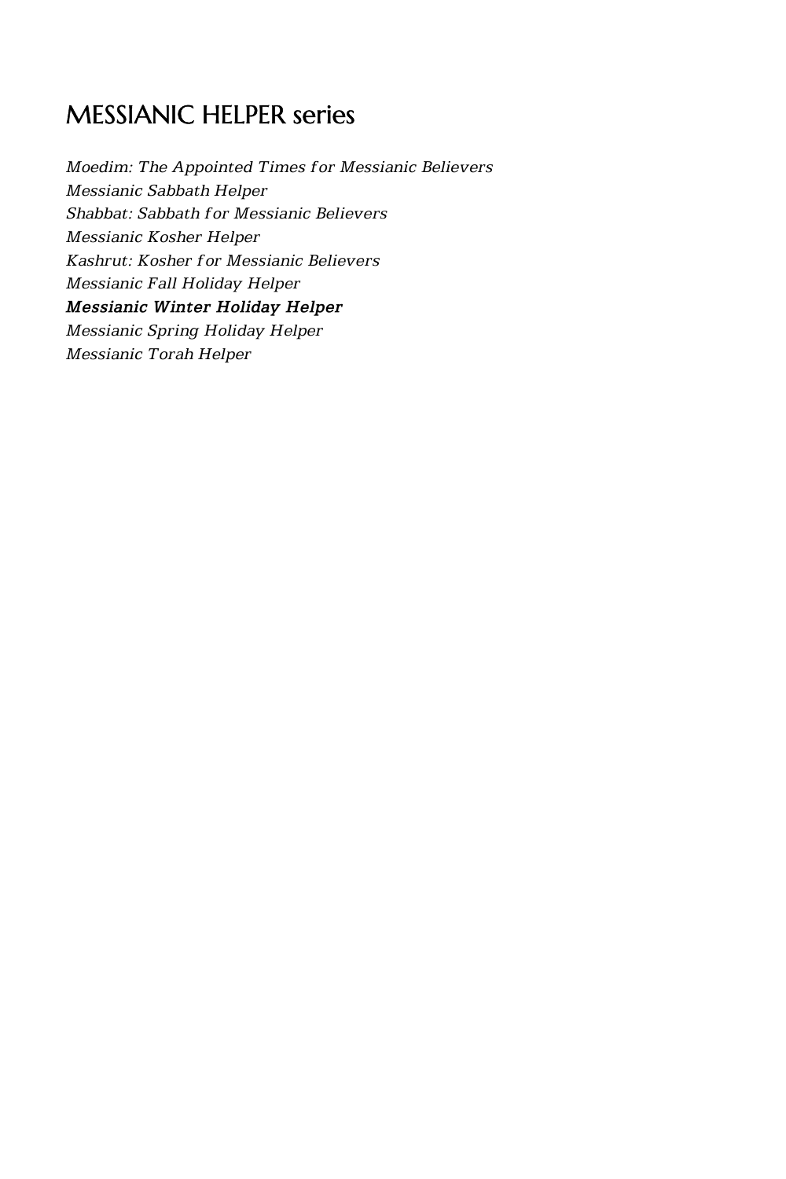# MESSIANIC HELPER series

*Moedim: The Appointed Times for Messianic Believers*
*Messianic Sabbath Helper*
*Shabbat: Sabbath for Messianic Believers*
*Messianic Kosher Helper*
*Kashrut: Kosher for Messianic Believers*
*Messianic Fall Holiday Helper*
***Messianic Winter Holiday Helper***
*Messianic Spring Holiday Helper*
*Messianic Torah Helper*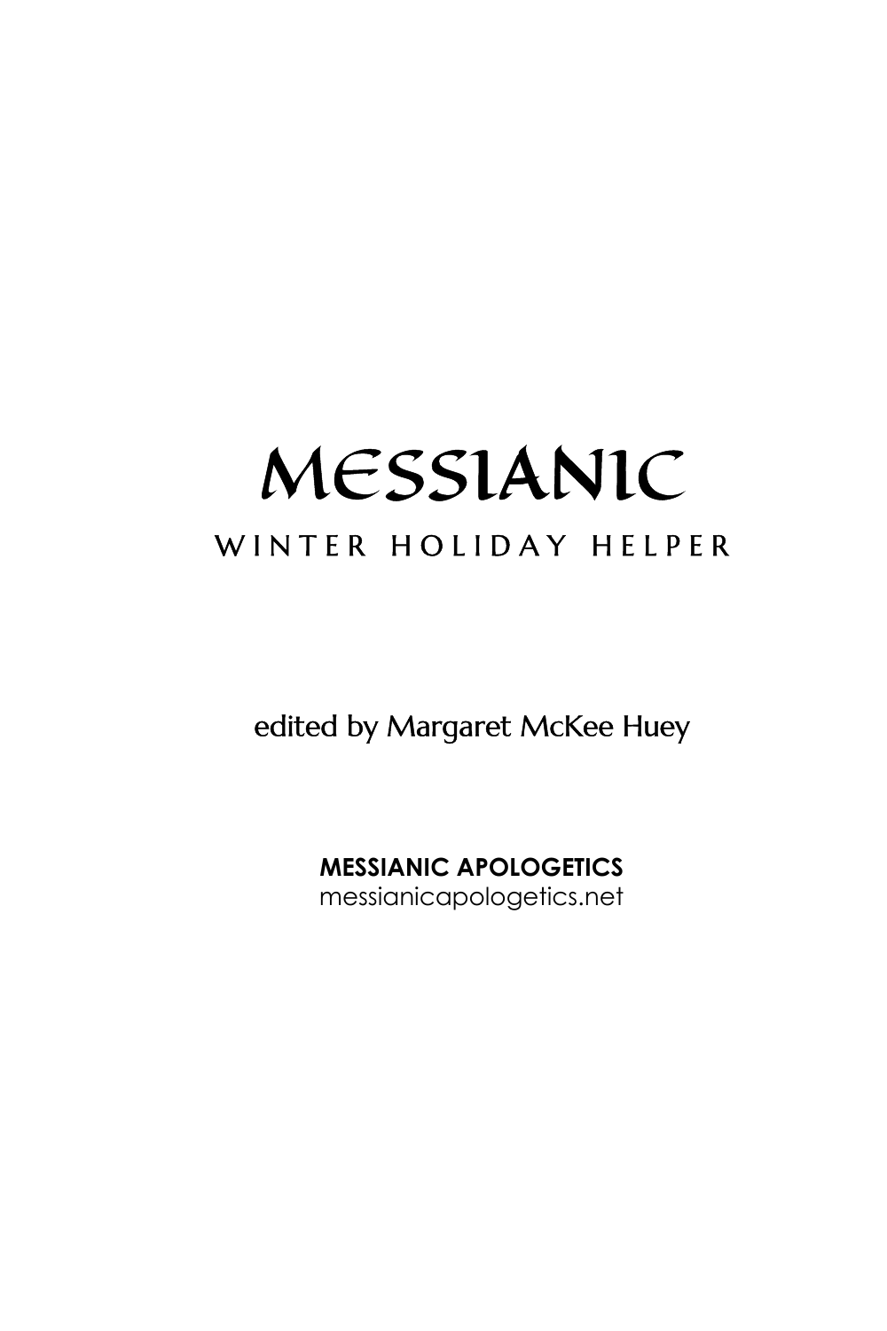# MESSIANIC

## WINTER HOLIDAY HELPER

edited by Margaret McKee Huey

**MESSIANIC APOLOGETICS**
messianicapologetics.net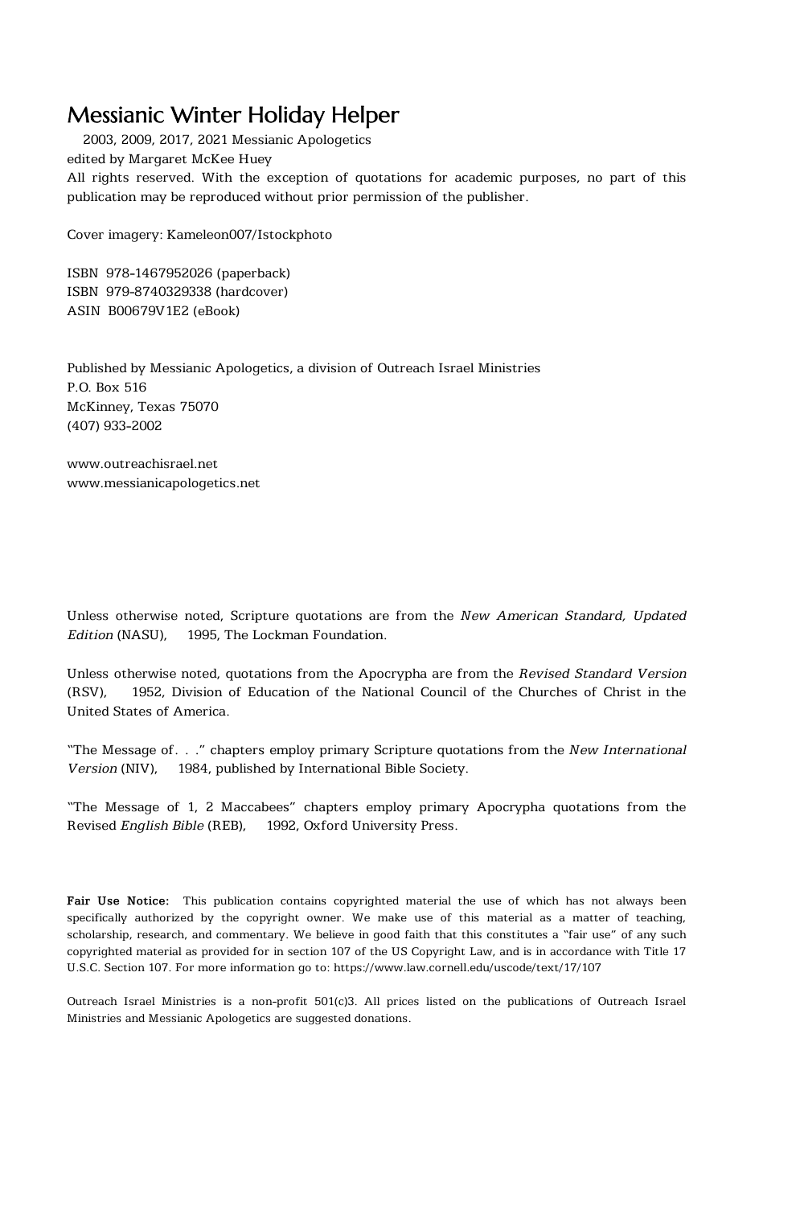# Messianic Winter Holiday Helper

2003, 2009, 2017, 2021 Messianic Apologetics
edited by Margaret McKee Huey
All rights reserved. With the exception of quotations for academic purposes, no part of this publication may be reproduced without prior permission of the publisher.

Cover imagery: Kameleon007/Istockphoto

ISBN 978-1467952026 (paperback)
ISBN 979-8740329338 (hardcover)
ASIN B00679V1E2 (eBook)

Published by Messianic Apologetics, a division of Outreach Israel Ministries
P.O. Box 516
McKinney, Texas 75070
(407) 933-2002

www.outreachisrael.net
www.messianicapologetics.net

Unless otherwise noted, Scripture quotations are from the *New American Standard, Updated Edition* (NASU), 1995, The Lockman Foundation.

Unless otherwise noted, quotations from the Apocrypha are from the *Revised Standard Version* (RSV), 1952, Division of Education of the National Council of the Churches of Christ in the United States of America.

"The Message of. . ." chapters employ primary Scripture quotations from the *New International Version* (NIV), 1984, published by International Bible Society.

"The Message of 1, 2 Maccabees" chapters employ primary Apocrypha quotations from the Revised *English Bible* (REB), 1992, Oxford University Press.

**Fair Use Notice:** This publication contains copyrighted material the use of which has not always been specifically authorized by the copyright owner. We make use of this material as a matter of teaching, scholarship, research, and commentary. We believe in good faith that this constitutes a "fair use" of any such copyrighted material as provided for in section 107 of the US Copyright Law, and is in accordance with Title 17 U.S.C. Section 107. For more information go to: https://www.law.cornell.edu/uscode/text/17/107

Outreach Israel Ministries is a non-profit 501(c)3. All prices listed on the publications of Outreach Israel Ministries and Messianic Apologetics are suggested donations.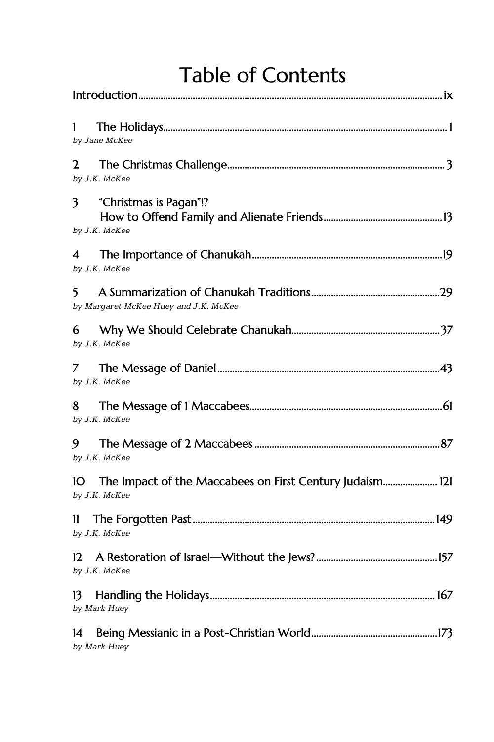# Table of Contents

Introduction ........ ix

1 The Holidays ........ 1
*by Jane McKee*

2 The Christmas Challenge ........ 3
*by J.K. McKee*

3 "Christmas is Pagan"!?
How to Offend Family and Alienate Friends ........ 13
*by J.K. McKee*

4 The Importance of Chanukah ........ 19
*by J.K. McKee*

5 A Summarization of Chanukah Traditions ........ 29
*by Margaret McKee Huey and J.K. McKee*

6 Why We Should Celebrate Chanukah ........ 37
*by J.K. McKee*

7 The Message of Daniel ........ 43
*by J.K. McKee*

8 The Message of 1 Maccabees ........ 61
*by J.K. McKee*

9 The Message of 2 Maccabees ........ 87
*by J.K. McKee*

10 The Impact of the Maccabees on First Century Judaism ........ 121
*by J.K. McKee*

11 The Forgotten Past ........ 149
*by J.K. McKee*

12 A Restoration of Israel—Without the Jews? ........ 157
*by J.K. McKee*

13 Handling the Holidays ........ 167
*by Mark Huey*

14 Being Messianic in a Post-Christian World ........ 173
*by Mark Huey*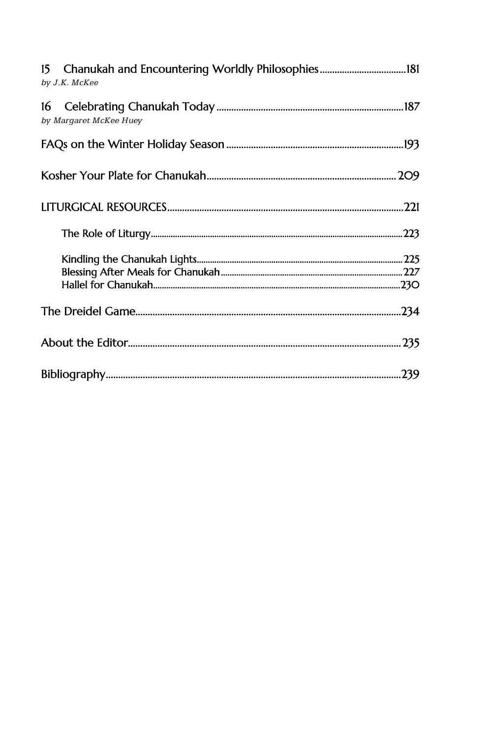15 Chanukah and Encountering Worldly Philosophies ..... 181
*by J.K. McKee*

16 Celebrating Chanukah Today ..... 187
*by Margaret McKee Huey*

FAQs on the Winter Holiday Season ..... 193

Kosher Your Plate for Chanukah ..... 209

LITURGICAL RESOURCES ..... 221

- The Role of Liturgy ..... 223
- Kindling the Chanukah Lights ..... 225
- Blessing After Meals for Chanukah ..... 227
- Hallel for Chanukah ..... 230

The Dreidel Game ..... 234

About the Editor ..... 235

Bibliography ..... 239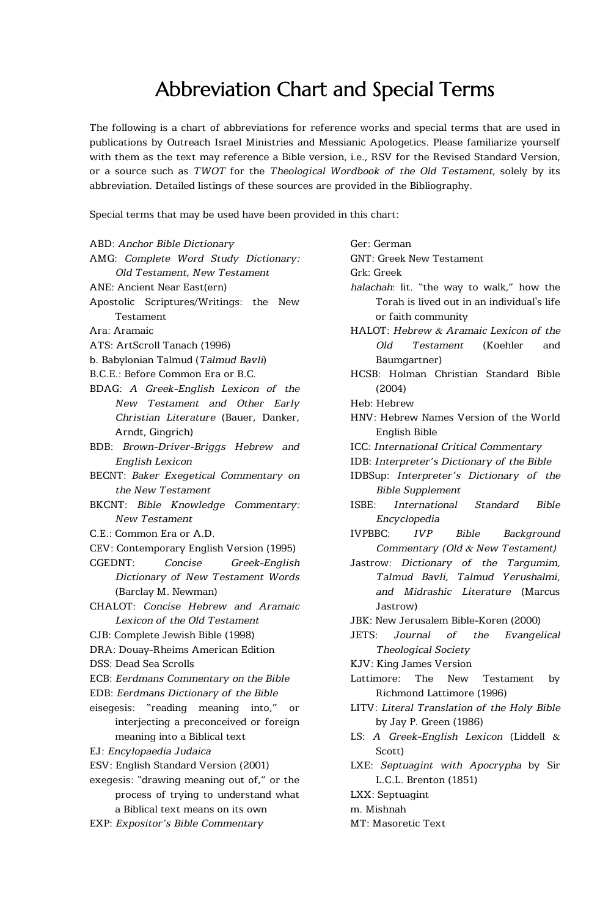# Abbreviation Chart and Special Terms

The following is a chart of abbreviations for reference works and special terms that are used in publications by Outreach Israel Ministries and Messianic Apologetics. Please familiarize yourself with them as the text may reference a Bible version, i.e., RSV for the Revised Standard Version, or a source such as *TWOT* for the *Theological Wordbook of the Old Testament*, solely by its abbreviation. Detailed listings of these sources are provided in the Bibliography.

Special terms that may be used have been provided in this chart:

ABD: *Anchor Bible Dictionary*
AMG: *Complete Word Study Dictionary: Old Testament, New Testament*
ANE: Ancient Near East(ern)
Apostolic Scriptures/Writings: the New Testament
Ara: Aramaic
ATS: ArtScroll Tanach (1996)
b. Babylonian Talmud (*Talmud Bavli*)
B.C.E.: Before Common Era or B.C.
BDAG: *A Greek-English Lexicon of the New Testament and Other Early Christian Literature* (Bauer, Danker, Arndt, Gingrich)
BDB: *Brown-Driver-Briggs Hebrew and English Lexicon*
BECNT: *Baker Exegetical Commentary on the New Testament*
BKCNT: *Bible Knowledge Commentary: New Testament*
C.E.: Common Era or A.D.
CEV: Contemporary English Version (1995)
CGEDNT: *Concise Greek-English Dictionary of New Testament Words* (Barclay M. Newman)
CHALOT: *Concise Hebrew and Aramaic Lexicon of the Old Testament*
CJB: Complete Jewish Bible (1998)
DRA: Douay-Rheims American Edition
DSS: Dead Sea Scrolls
ECB: *Eerdmans Commentary on the Bible*
EDB: *Eerdmans Dictionary of the Bible*
eisegesis: "reading meaning into," or interjecting a preconceived or foreign meaning into a Biblical text
EJ: *Encylopaedia Judaica*
ESV: English Standard Version (2001)
exegesis: "drawing meaning out of," or the process of trying to understand what a Biblical text means on its own
EXP: *Expositor's Bible Commentary*
Ger: German
GNT: Greek New Testament
Grk: Greek
*halachah*: lit. "the way to walk," how the Torah is lived out in an individual's life or faith community
HALOT: *Hebrew & Aramaic Lexicon of the Old Testament* (Koehler and Baumgartner)
HCSB: Holman Christian Standard Bible (2004)
Heb: Hebrew
HNV: Hebrew Names Version of the World English Bible
ICC: *International Critical Commentary*
IDB: *Interpreter's Dictionary of the Bible*
IDBSup: *Interpreter's Dictionary of the Bible Supplement*
ISBE: *International Standard Bible Encyclopedia*
IVPBBC: *IVP Bible Background Commentary (Old & New Testament)*
Jastrow: *Dictionary of the Targumim, Talmud Bavli, Talmud Yerushalmi, and Midrashic Literature* (Marcus Jastrow)
JBK: New Jerusalem Bible-Koren (2000)
JETS: *Journal of the Evangelical Theological Society*
KJV: King James Version
Lattimore: The New Testament by Richmond Lattimore (1996)
LITV: *Literal Translation of the Holy Bible* by Jay P. Green (1986)
LS: *A Greek-English Lexicon* (Liddell & Scott)
LXE: *Septuagint with Apocrypha* by Sir L.C.L. Brenton (1851)
LXX: Septuagint
m. Mishnah
MT: Masoretic Text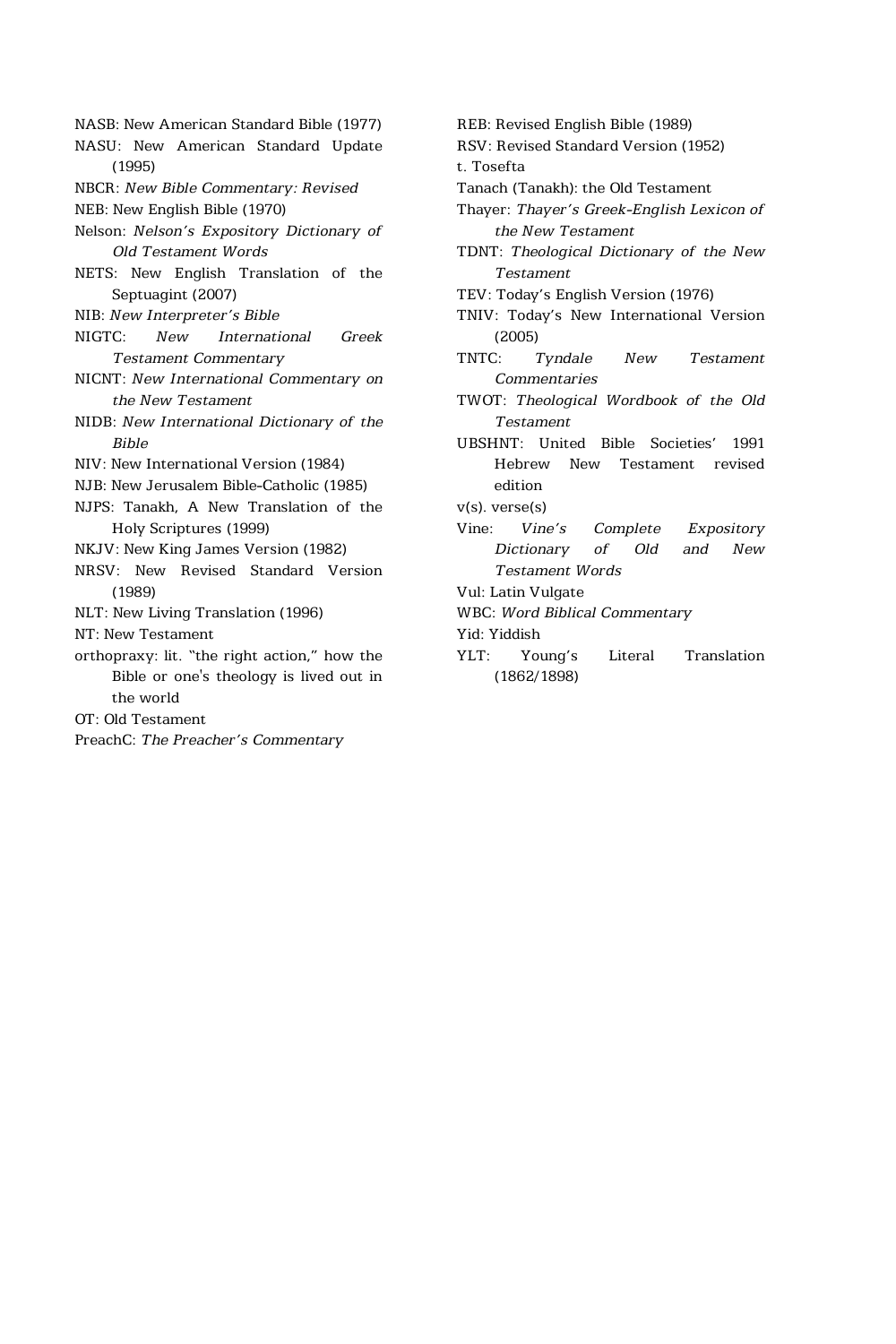NASB: New American Standard Bible (1977)

NASU: New American Standard Update (1995)

NBCR: *New Bible Commentary: Revised*

NEB: New English Bible (1970)

Nelson: *Nelson's Expository Dictionary of Old Testament Words*

NETS: New English Translation of the Septuagint (2007)

NIB: *New Interpreter's Bible*

NIGTC: *New International Greek Testament Commentary*

NICNT: *New International Commentary on the New Testament*

NIDB: *New International Dictionary of the Bible*

NIV: New International Version (1984)

NJB: New Jerusalem Bible-Catholic (1985)

NJPS: Tanakh, A New Translation of the Holy Scriptures (1999)

NKJV: New King James Version (1982)

NRSV: New Revised Standard Version (1989)

NLT: New Living Translation (1996)

NT: New Testament

orthopraxy: lit. "the right action," how the Bible or one's theology is lived out in the world

OT: Old Testament

PreachC: *The Preacher's Commentary*

REB: Revised English Bible (1989)

RSV: Revised Standard Version (1952)

t. Tosefta

Tanach (Tanakh): the Old Testament

Thayer: *Thayer's Greek-English Lexicon of the New Testament*

TDNT: *Theological Dictionary of the New Testament*

TEV: Today's English Version (1976)

TNIV: Today's New International Version (2005)

TNTC: *Tyndale New Testament Commentaries*

TWOT: *Theological Wordbook of the Old Testament*

UBSHNT: United Bible Societies' 1991 Hebrew New Testament revised edition

v(s). verse(s)

Vine: *Vine's Complete Expository Dictionary of Old and New Testament Words*

Vul: Latin Vulgate

WBC: *Word Biblical Commentary*

Yid: Yiddish

YLT: Young's Literal Translation (1862/1898)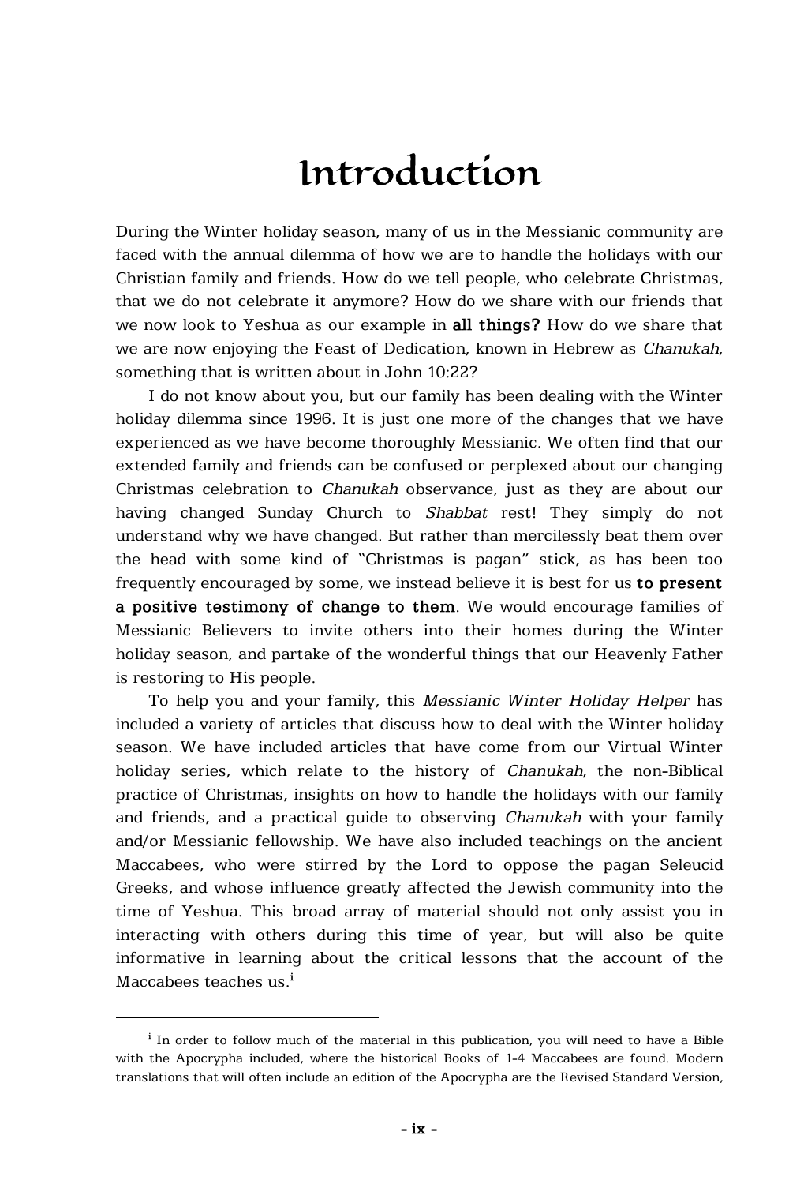# Introduction

During the Winter holiday season, many of us in the Messianic community are faced with the annual dilemma of how we are to handle the holidays with our Christian family and friends. How do we tell people, who celebrate Christmas, that we do not celebrate it anymore? How do we share with our friends that we now look to Yeshua as our example in **all things?** How do we share that we are now enjoying the Feast of Dedication, known in Hebrew as *Chanukah*, something that is written about in John 10:22?

I do not know about you, but our family has been dealing with the Winter holiday dilemma since 1996. It is just one more of the changes that we have experienced as we have become thoroughly Messianic. We often find that our extended family and friends can be confused or perplexed about our changing Christmas celebration to *Chanukah* observance, just as they are about our having changed Sunday Church to *Shabbat* rest! They simply do not understand why we have changed. But rather than mercilessly beat them over the head with some kind of "Christmas is pagan" stick, as has been too frequently encouraged by some, we instead believe it is best for us **to present a positive testimony of change to them**. We would encourage families of Messianic Believers to invite others into their homes during the Winter holiday season, and partake of the wonderful things that our Heavenly Father is restoring to His people.

To help you and your family, this *Messianic Winter Holiday Helper* has included a variety of articles that discuss how to deal with the Winter holiday season. We have included articles that have come from our Virtual Winter holiday series, which relate to the history of *Chanukah*, the non-Biblical practice of Christmas, insights on how to handle the holidays with our family and friends, and a practical guide to observing *Chanukah* with your family and/or Messianic fellowship. We have also included teachings on the ancient Maccabees, who were stirred by the Lord to oppose the pagan Seleucid Greeks, and whose influence greatly affected the Jewish community into the time of Yeshua. This broad array of material should not only assist you in interacting with others during this time of year, but will also be quite informative in learning about the critical lessons that the account of the Maccabees teaches us.[i]

---

[i] In order to follow much of the material in this publication, you will need to have a Bible with the Apocrypha included, where the historical Books of 1-4 Maccabees are found. Modern translations that will often include an edition of the Apocrypha are the Revised Standard Version,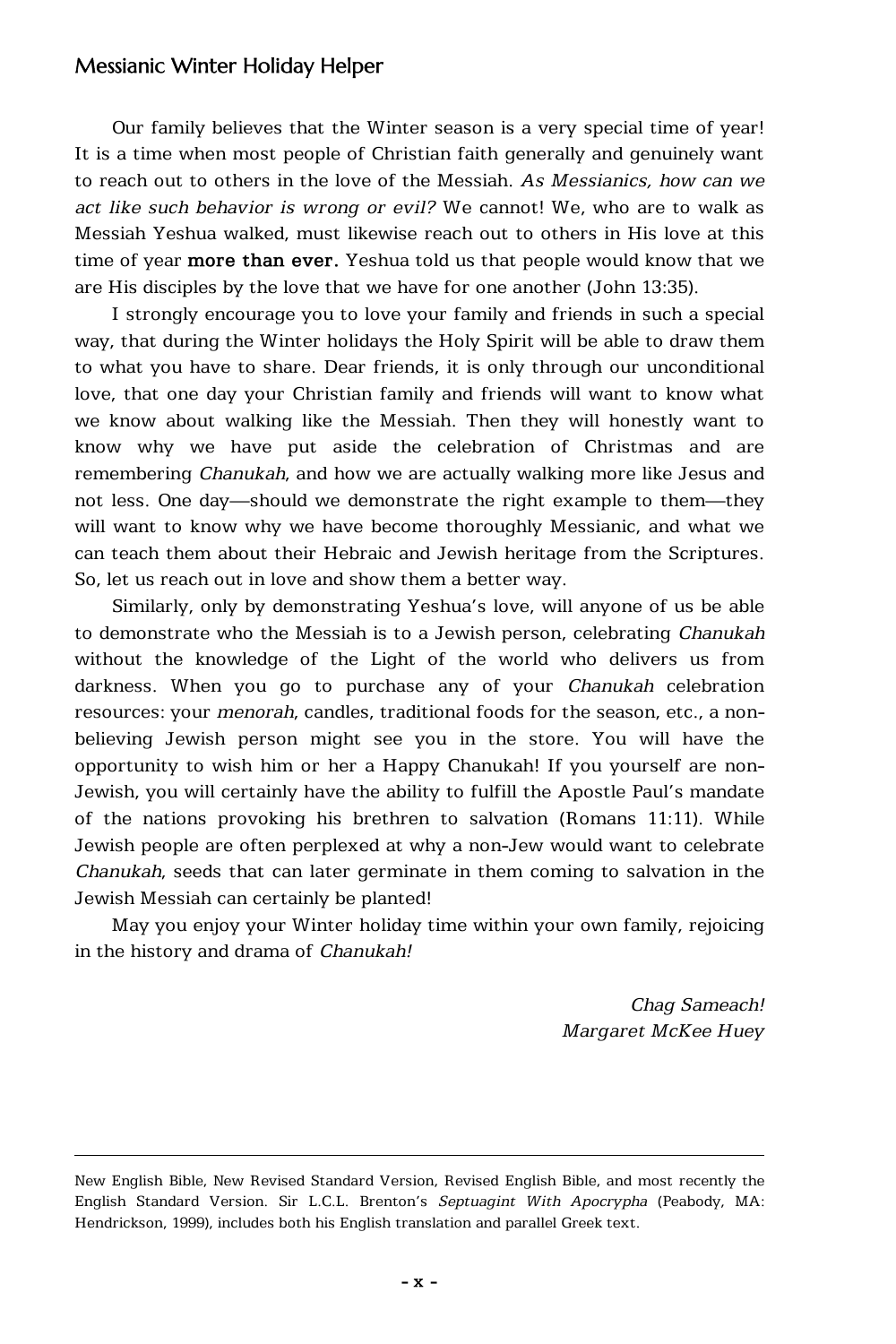Our family believes that the Winter season is a very special time of year! It is a time when most people of Christian faith generally and genuinely want to reach out to others in the love of the Messiah. *As Messianics, how can we act like such behavior is wrong or evil?* We cannot! We, who are to walk as Messiah Yeshua walked, must likewise reach out to others in His love at this time of year **more than ever.** Yeshua told us that people would know that we are His disciples by the love that we have for one another (John 13:35).

I strongly encourage you to love your family and friends in such a special way, that during the Winter holidays the Holy Spirit will be able to draw them to what you have to share. Dear friends, it is only through our unconditional love, that one day your Christian family and friends will want to know what we know about walking like the Messiah. Then they will honestly want to know why we have put aside the celebration of Christmas and are remembering *Chanukah*, and how we are actually walking more like Jesus and not less. One day—should we demonstrate the right example to them—they will want to know why we have become thoroughly Messianic, and what we can teach them about their Hebraic and Jewish heritage from the Scriptures. So, let us reach out in love and show them a better way.

Similarly, only by demonstrating Yeshua's love, will anyone of us be able to demonstrate who the Messiah is to a Jewish person, celebrating *Chanukah* without the knowledge of the Light of the world who delivers us from darkness. When you go to purchase any of your *Chanukah* celebration resources: your *menorah*, candles, traditional foods for the season, etc., a non-believing Jewish person might see you in the store. You will have the opportunity to wish him or her a Happy Chanukah! If you yourself are non-Jewish, you will certainly have the ability to fulfill the Apostle Paul's mandate of the nations provoking his brethren to salvation (Romans 11:11). While Jewish people are often perplexed at why a non-Jew would want to celebrate *Chanukah*, seeds that can later germinate in them coming to salvation in the Jewish Messiah can certainly be planted!

May you enjoy your Winter holiday time within your own family, rejoicing in the history and drama of *Chanukah!*

*Chag Sameach!*
*Margaret McKee Huey*

---

New English Bible, New Revised Standard Version, Revised English Bible, and most recently the English Standard Version. Sir L.C.L. Brenton's *Septuagint With Apocrypha* (Peabody, MA: Hendrickson, 1999), includes both his English translation and parallel Greek text.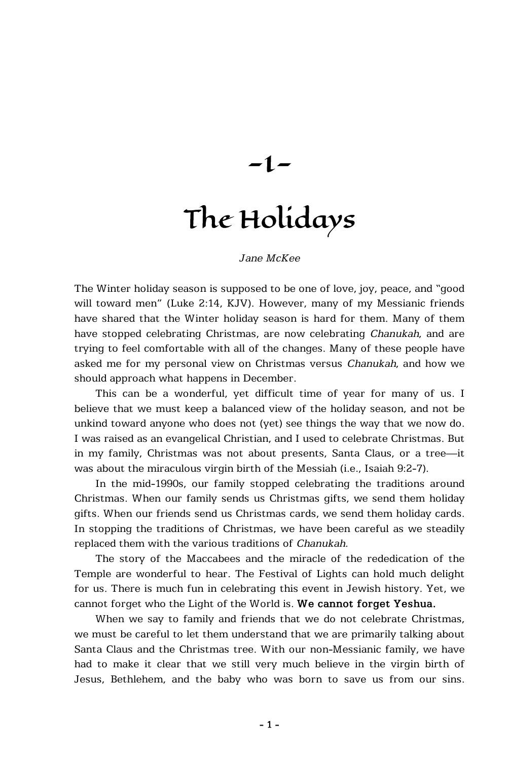# -1-

# The Holidays

*Jane McKee*

The Winter holiday season is supposed to be one of love, joy, peace, and "good will toward men" (Luke 2:14, KJV). However, many of my Messianic friends have shared that the Winter holiday season is hard for them. Many of them have stopped celebrating Christmas, are now celebrating *Chanukah*, and are trying to feel comfortable with all of the changes. Many of these people have asked me for my personal view on Christmas versus *Chanukah*, and how we should approach what happens in December.

This can be a wonderful, yet difficult time of year for many of us. I believe that we must keep a balanced view of the holiday season, and not be unkind toward anyone who does not (yet) see things the way that we now do. I was raised as an evangelical Christian, and I used to celebrate Christmas. But in my family, Christmas was not about presents, Santa Claus, or a tree—it was about the miraculous virgin birth of the Messiah (i.e., Isaiah 9:2-7).

In the mid-1990s, our family stopped celebrating the traditions around Christmas. When our family sends us Christmas gifts, we send them holiday gifts. When our friends send us Christmas cards, we send them holiday cards. In stopping the traditions of Christmas, we have been careful as we steadily replaced them with the various traditions of *Chanukah*.

The story of the Maccabees and the miracle of the rededication of the Temple are wonderful to hear. The Festival of Lights can hold much delight for us. There is much fun in celebrating this event in Jewish history. Yet, we cannot forget who the Light of the World is. **We cannot forget Yeshua.**

When we say to family and friends that we do not celebrate Christmas, we must be careful to let them understand that we are primarily talking about Santa Claus and the Christmas tree. With our non-Messianic family, we have had to make it clear that we still very much believe in the virgin birth of Jesus, Bethlehem, and the baby who was born to save us from our sins.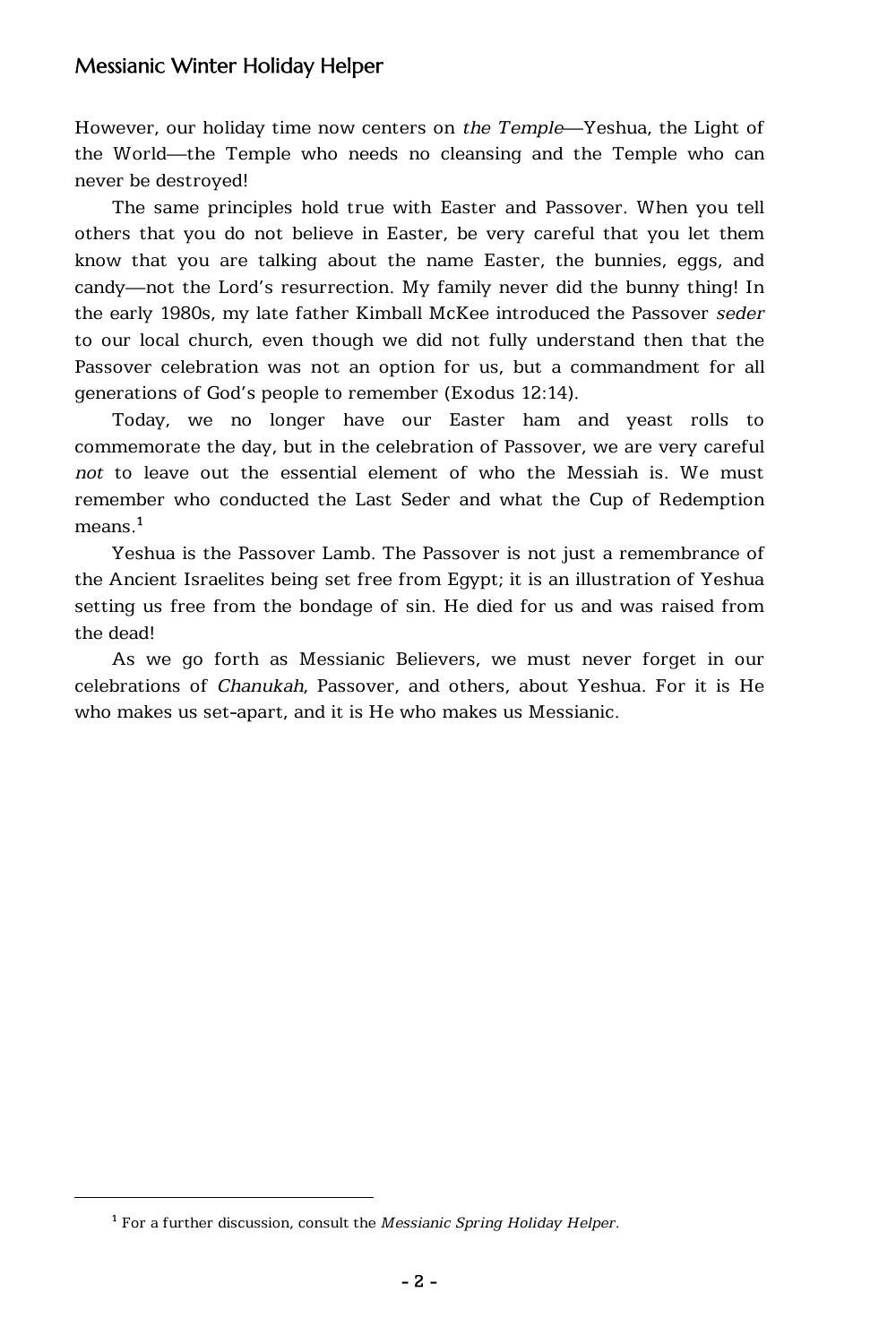However, our holiday time now centers on *the Temple*—Yeshua, the Light of the World—the Temple who needs no cleansing and the Temple who can never be destroyed!

The same principles hold true with Easter and Passover. When you tell others that you do not believe in Easter, be very careful that you let them know that you are talking about the name Easter, the bunnies, eggs, and candy—not the Lord's resurrection. My family never did the bunny thing! In the early 1980s, my late father Kimball McKee introduced the Passover *seder* to our local church, even though we did not fully understand then that the Passover celebration was not an option for us, but a commandment for all generations of God's people to remember (Exodus 12:14).

Today, we no longer have our Easter ham and yeast rolls to commemorate the day, but in the celebration of Passover, we are very careful *not* to leave out the essential element of who the Messiah is. We must remember who conducted the Last Seder and what the Cup of Redemption means.[1]

Yeshua is the Passover Lamb. The Passover is not just a remembrance of the Ancient Israelites being set free from Egypt; it is an illustration of Yeshua setting us free from the bondage of sin. He died for us and was raised from the dead!

As we go forth as Messianic Believers, we must never forget in our celebrations of *Chanukah*, Passover, and others, about Yeshua. For it is He who makes us set-apart, and it is He who makes us Messianic.

---

[1] For a further discussion, consult the *Messianic Spring Holiday Helper*.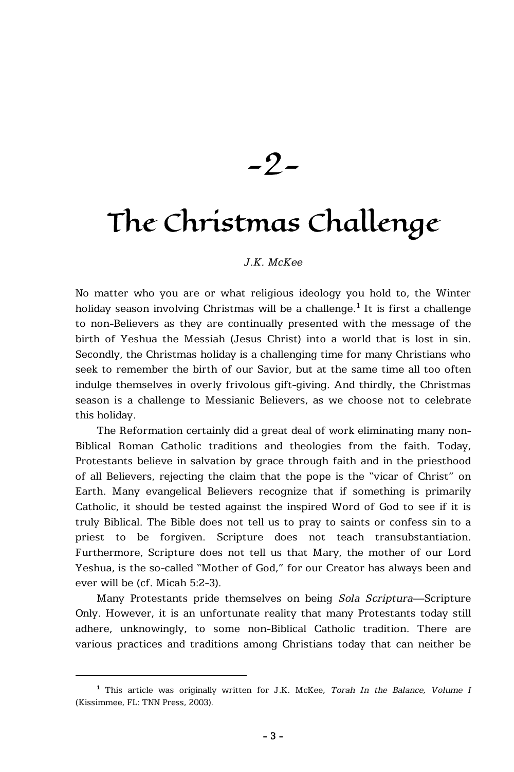# -2-

# The Christmas Challenge

*J.K. McKee*

No matter who you are or what religious ideology you hold to, the Winter holiday season involving Christmas will be a challenge.[1] It is first a challenge to non-Believers as they are continually presented with the message of the birth of Yeshua the Messiah (Jesus Christ) into a world that is lost in sin. Secondly, the Christmas holiday is a challenging time for many Christians who seek to remember the birth of our Savior, but at the same time all too often indulge themselves in overly frivolous gift-giving. And thirdly, the Christmas season is a challenge to Messianic Believers, as we choose not to celebrate this holiday.

The Reformation certainly did a great deal of work eliminating many non-Biblical Roman Catholic traditions and theologies from the faith. Today, Protestants believe in salvation by grace through faith and in the priesthood of all Believers, rejecting the claim that the pope is the "vicar of Christ" on Earth. Many evangelical Believers recognize that if something is primarily Catholic, it should be tested against the inspired Word of God to see if it is truly Biblical. The Bible does not tell us to pray to saints or confess sin to a priest to be forgiven. Scripture does not teach transubstantiation. Furthermore, Scripture does not tell us that Mary, the mother of our Lord Yeshua, is the so-called "Mother of God," for our Creator has always been and ever will be (cf. Micah 5:2-3).

Many Protestants pride themselves on being *Sola Scriptura*—Scripture Only. However, it is an unfortunate reality that many Protestants today still adhere, unknowingly, to some non-Biblical Catholic tradition. There are various practices and traditions among Christians today that can neither be

---

[1] This article was originally written for J.K. McKee, *Torah In the Balance, Volume I* (Kissimmee, FL: TNN Press, 2003).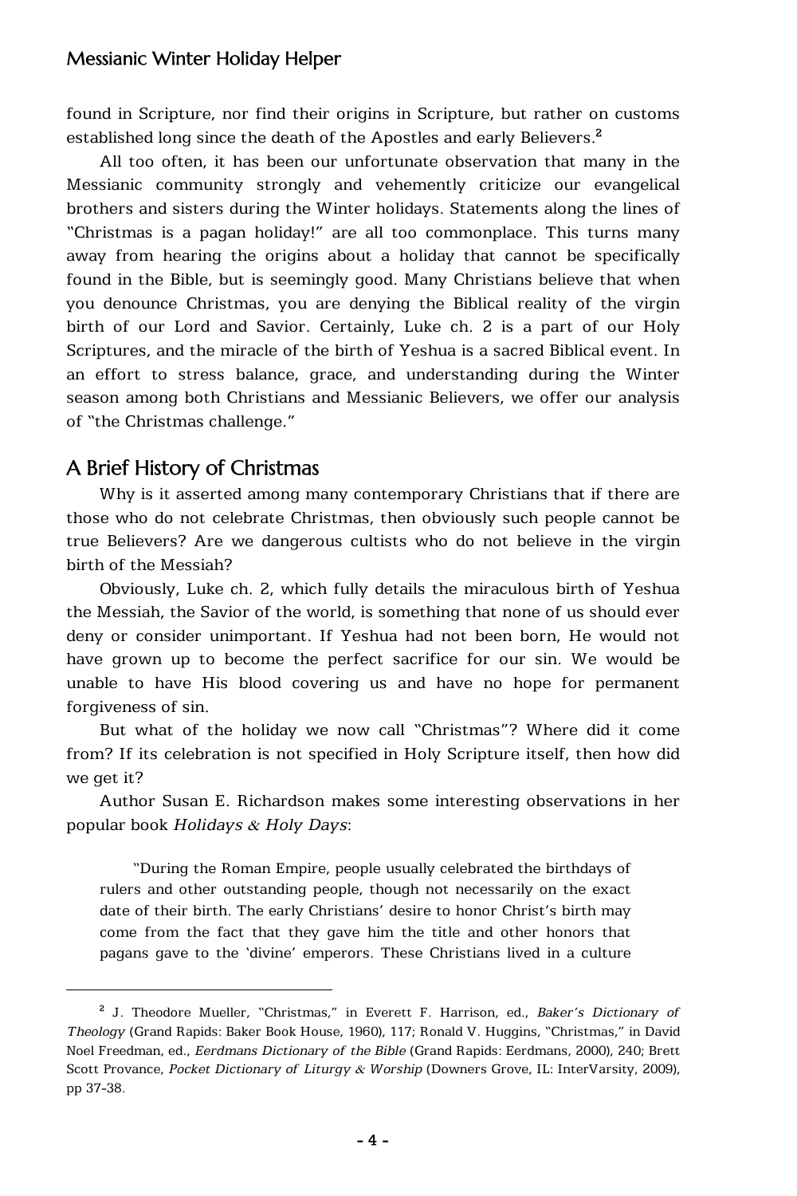found in Scripture, nor find their origins in Scripture, but rather on customs established long since the death of the Apostles and early Believers.[2]

All too often, it has been our unfortunate observation that many in the Messianic community strongly and vehemently criticize our evangelical brothers and sisters during the Winter holidays. Statements along the lines of "Christmas is a pagan holiday!" are all too commonplace. This turns many away from hearing the origins about a holiday that cannot be specifically found in the Bible, but is seemingly good. Many Christians believe that when you denounce Christmas, you are denying the Biblical reality of the virgin birth of our Lord and Savior. Certainly, Luke ch. 2 is a part of our Holy Scriptures, and the miracle of the birth of Yeshua is a sacred Biblical event. In an effort to stress balance, grace, and understanding during the Winter season among both Christians and Messianic Believers, we offer our analysis of "the Christmas challenge."

## A Brief History of Christmas

Why is it asserted among many contemporary Christians that if there are those who do not celebrate Christmas, then obviously such people cannot be true Believers? Are we dangerous cultists who do not believe in the virgin birth of the Messiah?

Obviously, Luke ch. 2, which fully details the miraculous birth of Yeshua the Messiah, the Savior of the world, is something that none of us should ever deny or consider unimportant. If Yeshua had not been born, He would not have grown up to become the perfect sacrifice for our sin. We would be unable to have His blood covering us and have no hope for permanent forgiveness of sin.

But what of the holiday we now call "Christmas"? Where did it come from? If its celebration is not specified in Holy Scripture itself, then how did we get it?

Author Susan E. Richardson makes some interesting observations in her popular book *Holidays & Holy Days*:

> "During the Roman Empire, people usually celebrated the birthdays of rulers and other outstanding people, though not necessarily on the exact date of their birth. The early Christians' desire to honor Christ's birth may come from the fact that they gave him the title and other honors that pagans gave to the 'divine' emperors. These Christians lived in a culture

---

[2] J. Theodore Mueller, "Christmas," in Everett F. Harrison, ed., *Baker's Dictionary of Theology* (Grand Rapids: Baker Book House, 1960), 117; Ronald V. Huggins, "Christmas," in David Noel Freedman, ed., *Eerdmans Dictionary of the Bible* (Grand Rapids: Eerdmans, 2000), 240; Brett Scott Provance, *Pocket Dictionary of Liturgy & Worship* (Downers Grove, IL: InterVarsity, 2009), pp 37-38.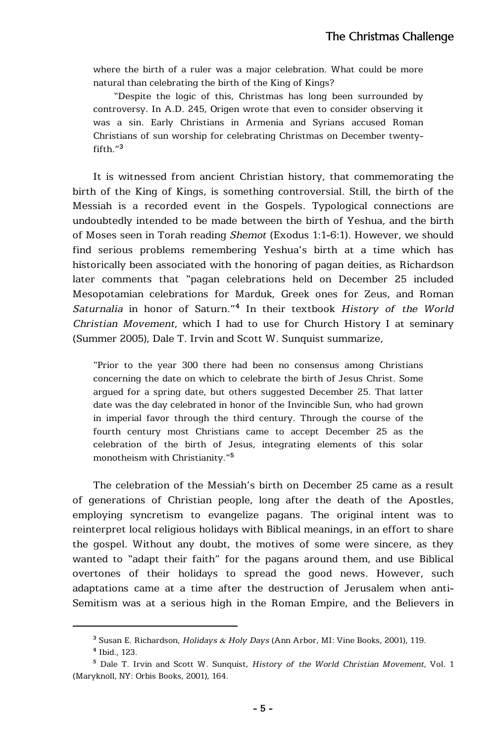> where the birth of a ruler was a major celebration. What could be more natural than celebrating the birth of the King of Kings?
>
> "Despite the logic of this, Christmas has long been surrounded by controversy. In A.D. 245, Origen wrote that even to consider observing it was a sin. Early Christians in Armenia and Syrians accused Roman Christians of sun worship for celebrating Christmas on December twenty-fifth."[3]

It is witnessed from ancient Christian history, that commemorating the birth of the King of Kings, is something controversial. Still, the birth of the Messiah is a recorded event in the Gospels. Typological connections are undoubtedly intended to be made between the birth of Yeshua, and the birth of Moses seen in Torah reading *Shemot* (Exodus 1:1-6:1). However, we should find serious problems remembering Yeshua's birth at a time which has historically been associated with the honoring of pagan deities, as Richardson later comments that "pagan celebrations held on December 25 included Mesopotamian celebrations for Marduk, Greek ones for Zeus, and Roman *Saturnalia* in honor of Saturn."[4] In their textbook *History of the World Christian Movement*, which I had to use for Church History I at seminary (Summer 2005), Dale T. Irvin and Scott W. Sunquist summarize,

> "Prior to the year 300 there had been no consensus among Christians concerning the date on which to celebrate the birth of Jesus Christ. Some argued for a spring date, but others suggested December 25. That latter date was the day celebrated in honor of the Invincible Sun, who had grown in imperial favor through the third century. Through the course of the fourth century most Christians came to accept December 25 as the celebration of the birth of Jesus, integrating elements of this solar monotheism with Christianity."[5]

The celebration of the Messiah's birth on December 25 came as a result of generations of Christian people, long after the death of the Apostles, employing syncretism to evangelize pagans. The original intent was to reinterpret local religious holidays with Biblical meanings, in an effort to share the gospel. Without any doubt, the motives of some were sincere, as they wanted to "adapt their faith" for the pagans around them, and use Biblical overtones of their holidays to spread the good news. However, such adaptations came at a time after the destruction of Jerusalem when anti-Semitism was at a serious high in the Roman Empire, and the Believers in

---

[3] Susan E. Richardson, *Holidays & Holy Days* (Ann Arbor, MI: Vine Books, 2001), 119.

[4] Ibid., 123.

[5] Dale T. Irvin and Scott W. Sunquist, *History of the World Christian Movement*, Vol. 1 (Maryknoll, NY: Orbis Books, 2001), 164.